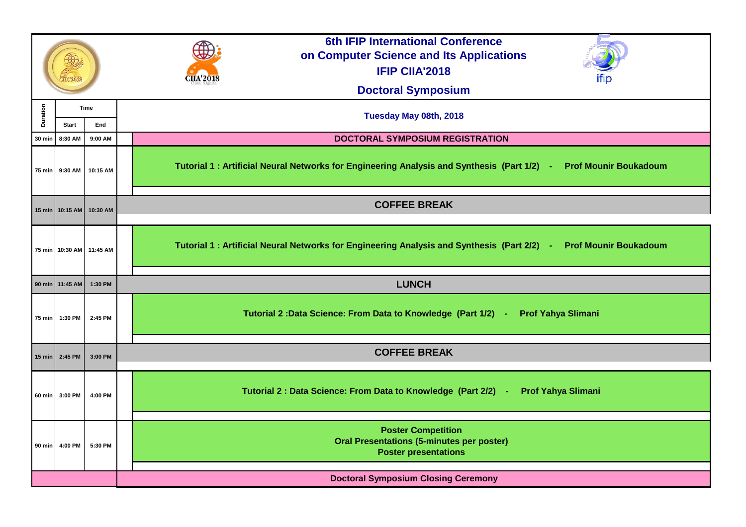# 6th IFIP International Conference on Computer Science and Its Applications

## IFIP CIIA'2018

## Doctoral Symposium

| Duration | Time Start | Time End | Tuesday May 08th, 2018 |
|---|---|---|---|
| 30 min | 8:30 AM | 9:00 AM | **DOCTORAL SYMPOSIUM REGISTRATION** |
| 75 min | 9:30 AM | 10:15 AM | **Tutorial 1 : Artificial Neural Networks for Engineering Analysis and Synthesis (Part 1/2) - Prof Mounir Boukadoum** |
| 15 min | 10:15 AM | 10:30 AM | **COFFEE BREAK** |
| 75 min | 10:30 AM | 11:45 AM | **Tutorial 1 : Artificial Neural Networks for Engineering Analysis and Synthesis (Part 2/2) - Prof Mounir Boukadoum** |
| 90 min | 11:45 AM | 1:30 PM | **LUNCH** |
| 75 min | 1:30 PM | 2:45 PM | **Tutorial 2 :Data Science: From Data to Knowledge (Part 1/2) - Prof Yahya Slimani** |
| 15 min | 2:45 PM | 3:00 PM | **COFFEE BREAK** |
| 60 min | 3:00 PM | 4:00 PM | **Tutorial 2 : Data Science: From Data to Knowledge (Part 2/2) - Prof Yahya Slimani** |
| 90 min | 4:00 PM | 5:30 PM | **Poster Competition**<br>**Oral Presentations (5-minutes per poster)**<br>**Poster presentations** |
| | | | **Doctoral Symposium Closing Ceremony** |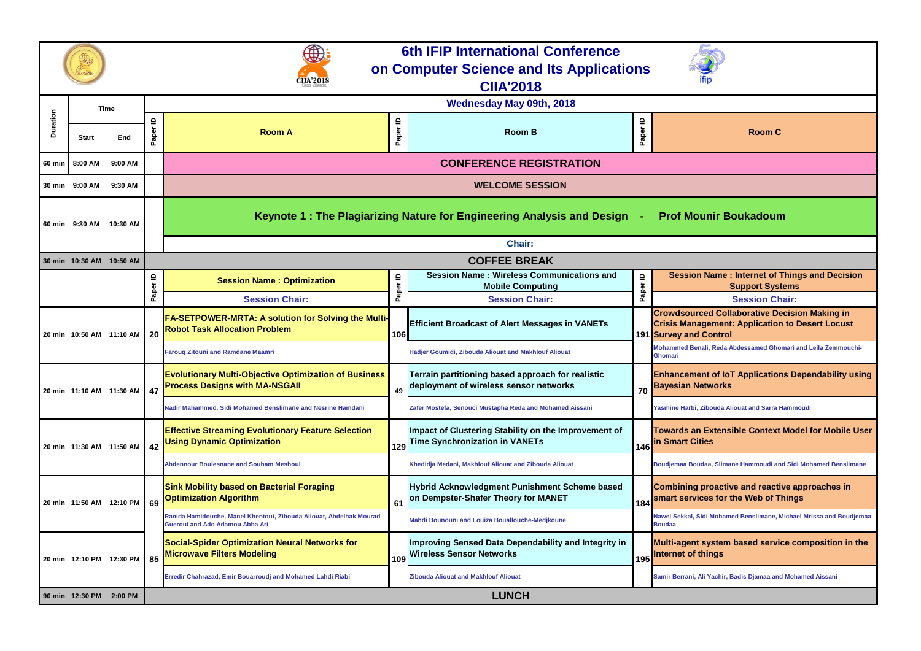# 6th IFIP International Conference on Computer Science and Its Applications CIIA'2018

| Duration | Start | End | Paper ID | Room A | Paper ID | Room B | Paper ID | Room C |
|---|---|---|---|---|---|---|---|---|
| | | | | **Wednesday May 09th, 2018** | | | | |
| 60 min | 8:00 AM | 9:00 AM | | **CONFERENCE REGISTRATION** | | | | |
| 30 min | 9:00 AM | 9:30 AM | | **WELCOME SESSION** | | | | |
| 60 min | 9:30 AM | 10:30 AM | | **Keynote 1 : The Plagiarizing Nature for Engineering Analysis and Design - Prof Mounir Boukadoum** | | | | |
| | | | | **Chair:** | | | | |
| 30 min | 10:30 AM | 10:50 AM | | **COFFEE BREAK** | | | | |
| | | | Paper ID | **Session Name : Optimization** / **Session Chair:** | Paper ID | **Session Name : Wireless Communications and Mobile Computing** / **Session Chair:** | Paper ID | **Session Name : Internet of Things and Decision Support Systems** / **Session Chair:** |
| 20 min | 10:50 AM | 11:10 AM | 20 | **FA-SETPOWER-MRTA: A solution for Solving the Multi-Robot Task Allocation Problem** Farouq Zitouni and Ramdane Maamri | 106 | **Efficient Broadcast of Alert Messages in VANETs** Hadjer Goumidi, Zibouda Aliouat and Makhlouf Aliouat | 191 | **Crowdsourced Collaborative Decision Making in Crisis Management: Application to Desert Locust Survey and Control** Mohammed Benali, Reda Abdessamed Ghomari and Leila Zemmouchi-Ghomari |
| 20 min | 11:10 AM | 11:30 AM | 47 | **Evolutionary Multi-Objective Optimization of Business Process Designs with MA-NSGAII** Nadir Mahammed, Sidi Mohamed Benslimane and Nesrine Hamdani | 49 | **Terrain partitioning based approach for realistic deployment of wireless sensor networks** Zafer Mostefa, Senouci Mustapha Reda and Mohamed Aissani | 70 | **Enhancement of IoT Applications Dependability using Bayesian Networks** Yasmine Harbi, Zibouda Aliouat and Sarra Hammoudi |
| 20 min | 11:30 AM | 11:50 AM | 42 | **Effective Streaming Evolutionary Feature Selection Using Dynamic Optimization** Abdennour Boulesnane and Souham Meshoul | 129 | **Impact of Clustering Stability on the Improvement of Time Synchronization in VANETs** Khedidja Medani, Makhlouf Aliouat and Zibouda Aliouat | 146 | **Towards an Extensible Context Model for Mobile User in Smart Cities** Boudjemaa Boudaa, Slimane Hammoudi and Sidi Mohamed Benslimane |
| 20 min | 11:50 AM | 12:10 PM | 69 | **Sink Mobility based on Bacterial Foraging Optimization Algorithm** Ranida Hamidouche, Manel Khentout, Zibouda Aliouat, Abdelhak Mourad Gueroui and Ado Adamou Abba Ari | 61 | **Hybrid Acknowledgment Punishment Scheme based on Dempster-Shafer Theory for MANET** Mahdi Bounouni and Louiza Bouallouche-Medjkoune | 184 | **Combining proactive and reactive approaches in smart services for the Web of Things** Nawel Sekkal, Sidi Mohamed Benslimane, Michael Mrissa and Boudjemaa Boudaa |
| 20 min | 12:10 PM | 12:30 PM | 85 | **Social-Spider Optimization Neural Networks for Microwave Filters Modeling** Erredir Chahrazad, Emir Bouarroudj and Mohamed Lahdi Riabi | 109 | **Improving Sensed Data Dependability and Integrity in Wireless Sensor Networks** Zibouda Aliouat and Makhlouf Aliouat | 195 | **Multi-agent system based service composition in the Internet of things** Samir Berrani, Ali Yachir, Badis Djamaa and Mohamed Aissani |
| 90 min | 12:30 PM | 2:00 PM | | **LUNCH** | | | | |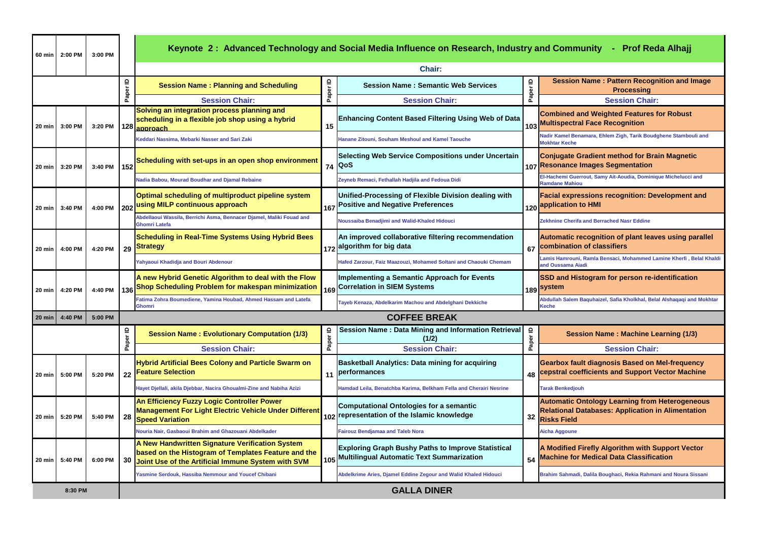| | | | | | | | | | |
|---|---|---|---|---|---|---|---|---|---|
| 60 min | 2:00 PM | 3:00 PM | **Keynote 2 : Advanced Technology and Social Media Influence on Research, Industry and Community - Prof Reda Alhajj** | | | | | | |
| | | | **Chair:** | | | | | | |
| | | | Paper ID | **Session Name : Planning and Scheduling** | Paper ID | **Session Name : Semantic Web Services** | Paper ID | **Session Name : Pattern Recognition and Image Processing** | |
| | | | | **Session Chair:** | | **Session Chair:** | | **Session Chair:** | |
| 20 min | 3:00 PM | 3:20 PM | 128 | **Solving an integration process planning and scheduling in a flexible job shop using a hybrid approach**<br>Keddari Nassima, Mebarki Nasser and Sari Zaki | 15 | **Enhancing Content Based Filtering Using Web of Data**<br>Hanane Zitouni, Souham Meshoul and Kamel Taouche | 103 | **Combined and Weighted Features for Robust Multispectral Face Recognition**<br>Nadir Kamel Benamara, Ehlem Zigh, Tarik Boudghene Stambouli and Mokhtar Keche | |
| 20 min | 3:20 PM | 3:40 PM | 152 | **Scheduling with set-ups in an open shop environment**<br>Nadia Babou, Mourad Boudhar and Djamal Rebaine | 74 | **Selecting Web Service Compositions under Uncertain QoS**<br>Zeyneb Remaci, Fethallah Hadjila and Fedoua Didi | 107 | **Conjugate Gradient method for Brain Magnetic Resonance Images Segmentation**<br>El-Hachemi Guerrout, Samy Ait-Aoudia, Dominique Michelucci and Ramdane Mahiou | |
| 20 min | 3:40 PM | 4:00 PM | 202 | **Optimal scheduling of multiproduct pipeline system using MILP continuous approach**<br>Abdellaoui Wassila, Berrichi Asma, Bennacer Djamel, Maliki Fouad and Ghomri Latefa | 167 | **Unified-Processing of Flexible Division dealing with Positive and Negative Preferences**<br>Noussaiba Benadjimi and Walid-Khaled Hidouci | 120 | **Facial expressions recognition: Development and application to HMI**<br>Zekhnine Cherifa and Berrached Nasr Eddine | |
| 20 min | 4:00 PM | 4:20 PM | 29 | **Scheduling in Real-Time Systems Using Hybrid Bees Strategy**<br>Yahyaoui Khadidja and Bouri Abdenour | 172 | **An improved collaborative filtering recommendation algorithm for big data**<br>Hafed Zarzour, Faiz Maazouzi, Mohamed Soltani and Chaouki Chemam | 67 | **Automatic recognition of plant leaves using parallel combination of classifiers**<br>Lamis Hamrouni, Ramla Bensaci, Mohammed Lamine Kherfi , Belal Khaldi and Oussama Aiadi | |
| 20 min | 4:20 PM | 4:40 PM | 136 | **A new Hybrid Genetic Algorithm to deal with the Flow Shop Scheduling Problem for makespan minimization**<br>Fatima Zohra Boumediene, Yamina Houbad, Ahmed Hassam and Latefa Ghomri | 169 | **Implementing a Semantic Approach for Events Correlation in SIEM Systems**<br>Tayeb Kenaza, Abdelkarim Machou and Abdelghani Dekkiche | 189 | **SSD and Histogram for person re-identification system**<br>Abdullah Salem Baquhaizel, Safia Kholkhal, Belal Alshaqaqi and Mokhtar Keche | |
| 20 min | 4:40 PM | 5:00 PM | **COFFEE BREAK** | | | | | | |
| | | | Paper ID | **Session Name : Evolutionary Computation (1/3)** | Paper ID | **Session Name : Data Mining and Information Retrieval (1/2)** | Paper ID | **Session Name : Machine Learning (1/3)** | |
| | | | | **Session Chair:** | | **Session Chair:** | | **Session Chair:** | |
| 20 min | 5:00 PM | 5:20 PM | 22 | **Hybrid Artificial Bees Colony and Particle Swarm on Feature Selection**<br>Hayet Djellali, akila Djebbar, Nacira Ghoualmi-Zine and Nabiha Azizi | 11 | **Basketball Analytics: Data mining for acquiring performances**<br>Hamdad Leila, Benatchba Karima, Belkham Fella and Cherairi Nesrine | 48 | **Gearbox fault diagnosis Based on Mel-frequency cepstral coefficients and Support Vector Machine**<br>Tarak Benkedjouh | |
| 20 min | 5:20 PM | 5:40 PM | 28 | **An Efficiency Fuzzy Logic Controller Power Management For Light Electric Vehicle Under Different Speed Variation**<br>Nouria Nair, Gasbaoui Brahim and Ghazouani Abdelkader | 102 | **Computational Ontologies for a semantic representation of the Islamic knowledge**<br>Fairouz Bendjamaa and Taleb Nora | 32 | **Automatic Ontology Learning from Heterogeneous Relational Databases: Application in Alimentation Risks Field**<br>Aicha Aggoune | |
| 20 min | 5:40 PM | 6:00 PM | 30 | **A New Handwritten Signature Verification System based on the Histogram of Templates Feature and the Joint Use of the Artificial Immune System with SVM**<br>Yasmine Serdouk, Hassiba Nemmour and Youcef Chibani | 105 | **Exploring Graph Bushy Paths to Improve Statistical Multilingual Automatic Text Summarization**<br>Abdelkrime Aries, Djamel Eddine Zegour and Walid Khaled Hidouci | 54 | **A Modified Firefly Algorithm with Support Vector Machine for Medical Data Classification**<br>Brahim Sahmadi, Dalila Boughaci, Rekia Rahmani and Noura Sissani | |
| 8:30 PM | | | **GALLA DINER** | | | | | | |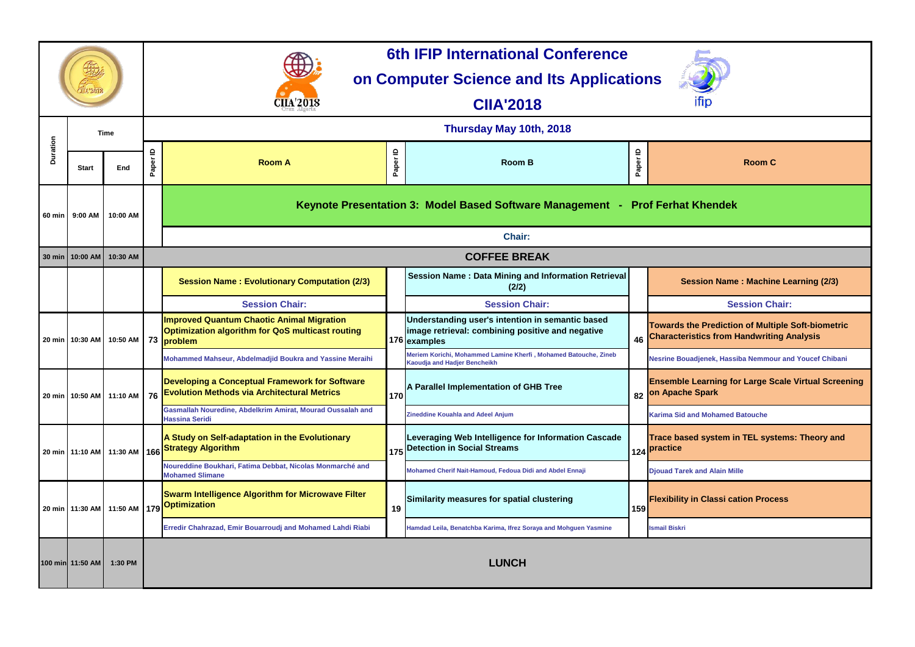# 6th IFIP International Conference on Computer Science and Its Applications

# CIIA'2018

## Thursday May 10th, 2018

| Duration | Start | End | Paper ID | Room A | Paper ID | Room B | Paper ID | Room C |
|---|---|---|---|---|---|---|---|---|
| 60 min | 9:00 AM | 10:00 AM | | **Keynote Presentation 3: Model Based Software Management - Prof Ferhat Khendek** | | | | |
| | | | | **Chair:** | | | | |
| 30 min | 10:00 AM | 10:30 AM | | **COFFEE BREAK** | | | | |
| | | | | **Session Name : Evolutionary Computation (2/3)** | | **Session Name : Data Mining and Information Retrieval (2/2)** | | **Session Name : Machine Learning (2/3)** |
| | | | | **Session Chair:** | | **Session Chair:** | | **Session Chair:** |
| 20 min | 10:30 AM | 10:50 AM | 73 | **Improved Quantum Chaotic Animal Migration Optimization algorithm for QoS multicast routing problem** | 176 | **Understanding user's intention in semantic based image retrieval: combining positive and negative examples** | 46 | **Towards the Prediction of Multiple Soft-biometric Characteristics from Handwriting Analysis** |
| | | | | Mohammed Mahseur, Abdelmadjid Boukra and Yassine Meraihi | | Meriem Korichi, Mohammed Lamine Kherfi , Mohamed Batouche, Zineb Kaoudja and Hadjer Bencheikh | | Nesrine Bouadjenek, Hassiba Nemmour and Youcef Chibani |
| 20 min | 10:50 AM | 11:10 AM | 76 | **Developing a Conceptual Framework for Software Evolution Methods via Architectural Metrics** | 170 | **A Parallel Implementation of GHB Tree** | 82 | **Ensemble Learning for Large Scale Virtual Screening on Apache Spark** |
| | | | | Gasmallah Nouredine, Abdelkrim Amirat, Mourad Oussalah and Hassina Seridi | | Zineddine Kouahla and Adeel Anjum | | Karima Sid and Mohamed Batouche |
| 20 min | 11:10 AM | 11:30 AM | 166 | **A Study on Self-adaptation in the Evolutionary Strategy Algorithm** | 175 | **Leveraging Web Intelligence for Information Cascade Detection in Social Streams** | 124 | **Trace based system in TEL systems: Theory and practice** |
| | | | | Noureddine Boukhari, Fatima Debbat, Nicolas Monmarché and Mohamed Slimane | | Mohamed Cherif Nait-Hamoud, Fedoua Didi and Abdel Ennaji | | Djouad Tarek and Alain Mille |
| 20 min | 11:30 AM | 11:50 AM | 179 | **Swarm Intelligence Algorithm for Microwave Filter Optimization** | 19 | **Similarity measures for spatial clustering** | 159 | **Flexibility in Classi cation Process** |
| | | | | Erredir Chahrazad, Emir Bouarroudj and Mohamed Lahdi Riabi | | Hamdad Leila, Benatchba Karima, Ifrez Soraya and Mohguen Yasmine | | Ismail Biskri |
| 100 min | 11:50 AM | 1:30 PM | | **LUNCH** | | | | |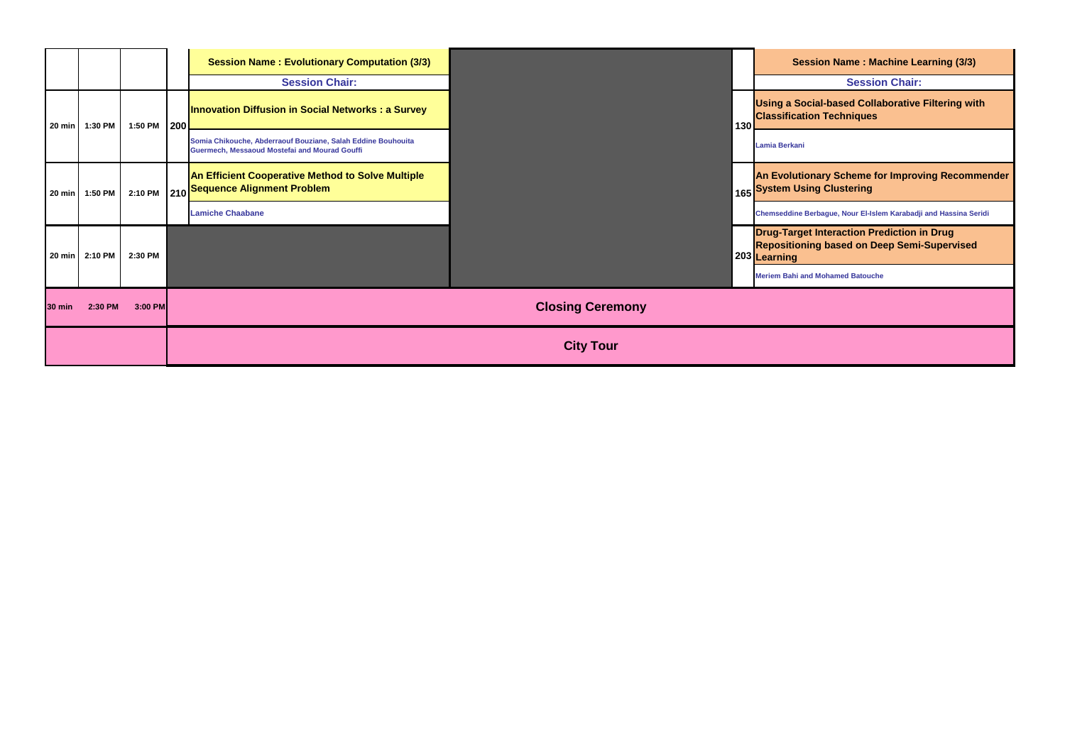| | | | | | | | |
|---|---|---|---|---|---|---|---|
| | | | | **Session Name : Evolutionary Computation (3/3)** | | | **Session Name : Machine Learning (3/3)** |
| | | | | **Session Chair:** | | | **Session Chair:** |
| 20 min | 1:30 PM | 1:50 PM | 200 | **Innovation Diffusion in Social Networks : a Survey**<br>Somia Chikouche, Abderraouf Bouziane, Salah Eddine Bouhouita Guermech, Messaoud Mostefai and Mourad Gouffi | | 130 | **Using a Social-based Collaborative Filtering with Classification Techniques**<br>Lamia Berkani |
| 20 min | 1:50 PM | 2:10 PM | 210 | **An Efficient Cooperative Method to Solve Multiple Sequence Alignment Problem**<br>Lamiche Chaabane | | 165 | **An Evolutionary Scheme for Improving Recommender System Using Clustering**<br>Chemseddine Berbague, Nour El-Islem Karabadji and Hassina Seridi |
| 20 min | 2:10 PM | 2:30 PM | | | | 203 | **Drug-Target Interaction Prediction in Drug Repositioning based on Deep Semi-Supervised Learning**<br>Meriem Bahi and Mohamed Batouche |
| 30 min | 2:30 PM | 3:00 PM | | **Closing Ceremony** | | | |
| | | | | **City Tour** | | | |